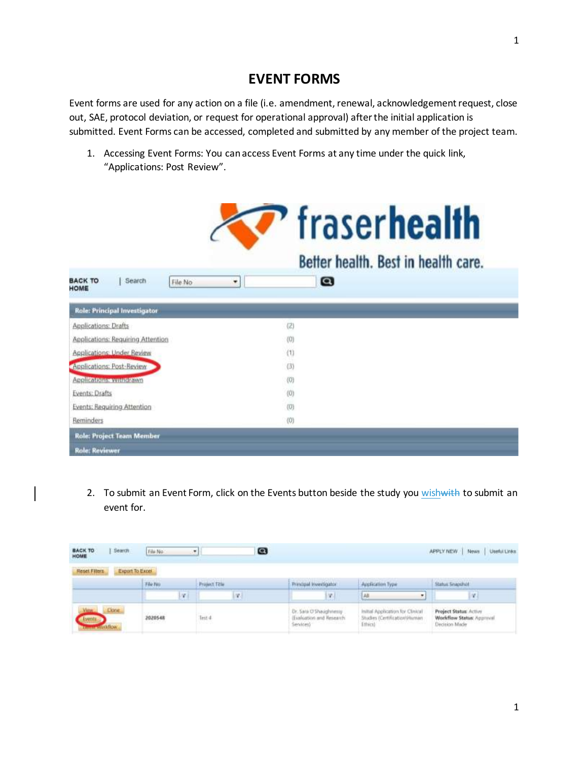# EVENT FORMS

Event forms are used for any action on a file (i.e. amendment, renewal, acknowledgement request, close out, SAE, protocol deviation, or request for operational approval) after the initial application is submitted. Event Forms can be accessed, completed and submitted by any member of the project team.

1. Accessing Event Forms: You can access Event Forms at any time under the quick link, "Applications: Post Review".

2. To submit an Event Form, click on the Events button beside the study you wish~~with~~ to submit an event for.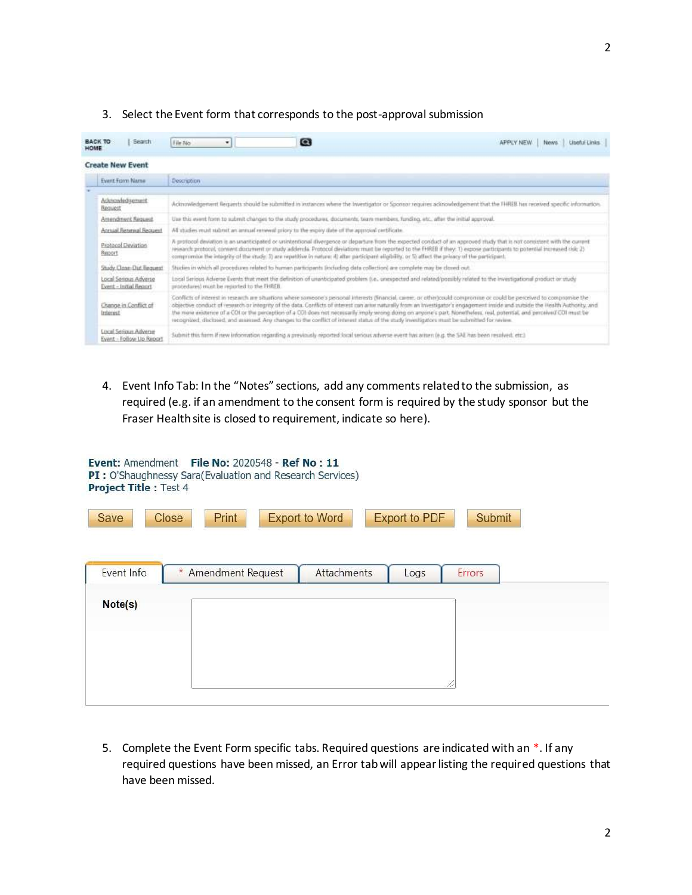3. Select the Event form that corresponds to the post-approval submission

BACK TO HOME | Search | File No | APPLY NEW | News | Useful Links

**Create New Event**

| Event Form Name | Description |
|---|---|
| Acknowledgement Request | Acknowledgement Requests should be submitted in instances where the Investigator or Sponsor requires acknowledgement that the FHREB has received specific information. |
| Amendment Request | Use this event form to submit changes to the study procedures, documents, team members, funding, etc. after the initial approval. |
| Annual Renewal Request | All studies must submit an annual renewal prior to the expiry date of the approval certificate. |
| Protocol Deviation Report | A protocol deviation is an unanticipated or unintentional divergence or departure from the expected conduct of an approved study that is not consistent with the current research protocol, consent document or study addenda. Protocol deviations must be reported to the FHREB if they: 1) expose participants to potential increased risk; 2) compromise the integrity of the study; 3) are repetitive in nature; 4) alter participant eligibility; or 5) affect the privacy of the participant. |
| Study Close-Out Request | Studies in which all procedures related to human participants (including data collection) are complete may be closed out. |
| Local Serious Adverse Event - Initial Report | Local Serious Adverse Events that meet the definition of unanticipated problem (i.e., unexpected and related/possibly related to the investigational product or study procedures) must be reported to the FHREB. |
| Change in Conflict of Interest | Conflicts of interest in research are situations where someone's personal interests (financial, career, or other) could compromise or could be perceived to compromise the objective conduct of research or integrity of the data. Conflicts of interest can arise naturally from an Investigator's engagement inside and outside the Health Authority, and the mere existence of a COI or the perception of a COI does not necessarily imply wrong doing on anyone's part. Nonetheless, real, potential, and perceived COI must be recognized, disclosed, and assessed. Any changes to the conflict of interest status of the study investigators must be submitted for review. |
| Local Serious Adverse Event - Follow Up Report | Submit this form if new information regarding a previously reported local serious adverse event has arisen (e.g. the SAE has been resolved, etc.) |

4. Event Info Tab: In the "Notes" sections, add any comments related to the submission, as required (e.g. if an amendment to the consent form is required by the study sponsor but the Fraser Health site is closed to requirement, indicate so here).

**Event:** Amendment **File No:** 2020548 - **Ref No : 11**
**PI :** O'Shaughnessy Sara(Evaluation and Research Services)
**Project Title :** Test 4

Save | Close | Print | Export to Word | Export to PDF | Submit

Event Info | * Amendment Request | Attachments | Logs | Errors

**Note(s)**

5. Complete the Event Form specific tabs. Required questions are indicated with an *. If any required questions have been missed, an Error tab will appear listing the required questions that have been missed.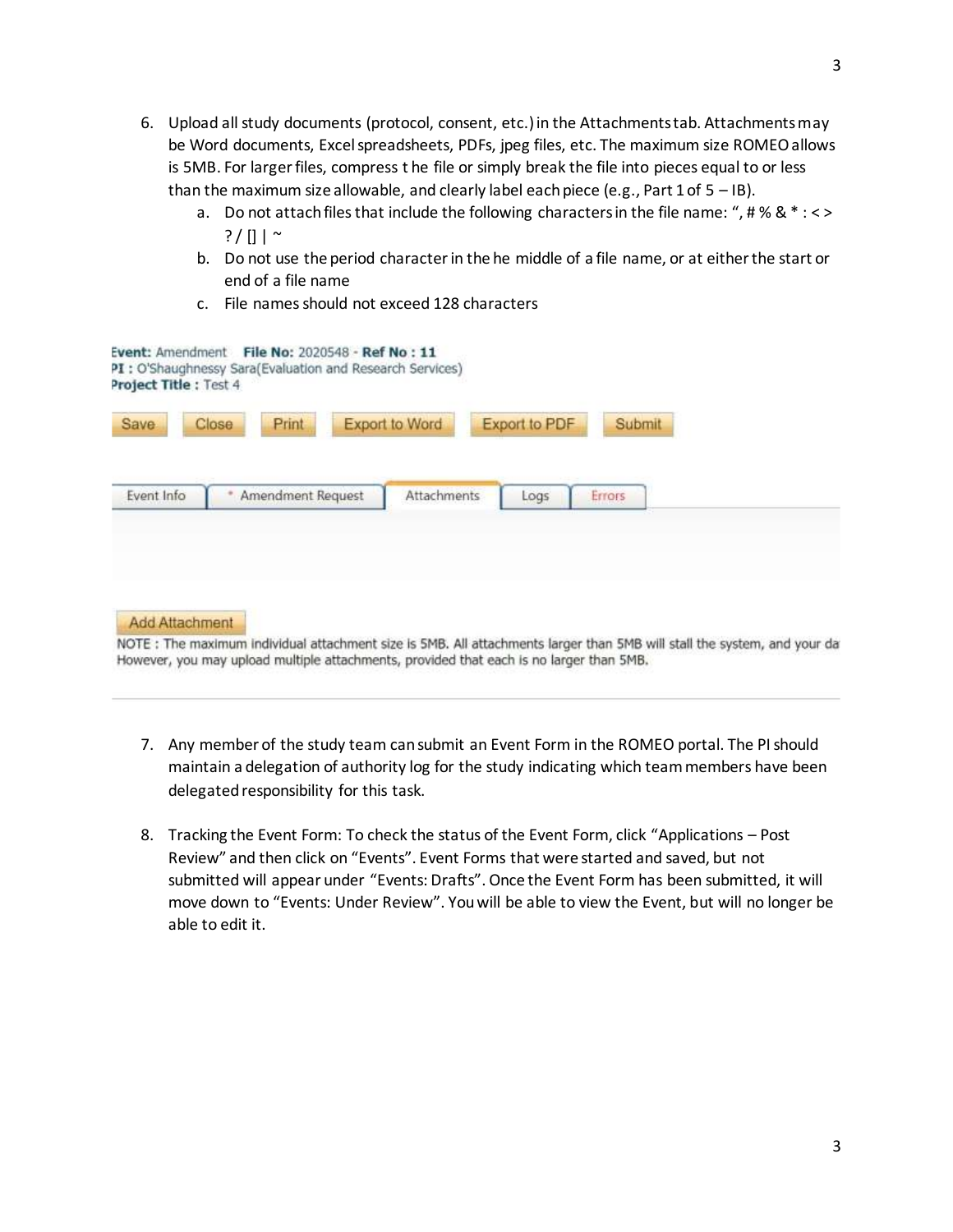6. Upload all study documents (protocol, consent, etc.) in the Attachments tab. Attachments may be Word documents, Excel spreadsheets, PDFs, jpeg files, etc. The maximum size ROMEO allows is 5MB. For larger files, compress t he file or simply break the file into pieces equal to or less than the maximum size allowable, and clearly label each piece (e.g., Part 1 of 5 – IB).
   a. Do not attach files that include the following characters in the file name: ", # % & * : < > ? / [] | ~
   b. Do not use the period character in the he middle of a file name, or at either the start or end of a file name
   c. File names should not exceed 128 characters

**Event:** Amendment **File No:** 2020548 - **Ref No : 11**
**PI :** O'Shaughnessy Sara(Evaluation and Research Services)
**Project Title :** Test 4

Save | Close | Print | Export to Word | Export to PDF | Submit

Event Info | * Amendment Request | Attachments | Logs | Errors

Add Attachment

NOTE : The maximum individual attachment size is 5MB. All attachments larger than 5MB will stall the system, and your da
However, you may upload multiple attachments, provided that each is no larger than 5MB.

7. Any member of the study team can submit an Event Form in the ROMEO portal. The PI should maintain a delegation of authority log for the study indicating which team members have been delegated responsibility for this task.

8. Tracking the Event Form: To check the status of the Event Form, click "Applications – Post Review" and then click on "Events". Event Forms that were started and saved, but not submitted will appear under "Events: Drafts". Once the Event Form has been submitted, it will move down to "Events: Under Review". You will be able to view the Event, but will no longer be able to edit it.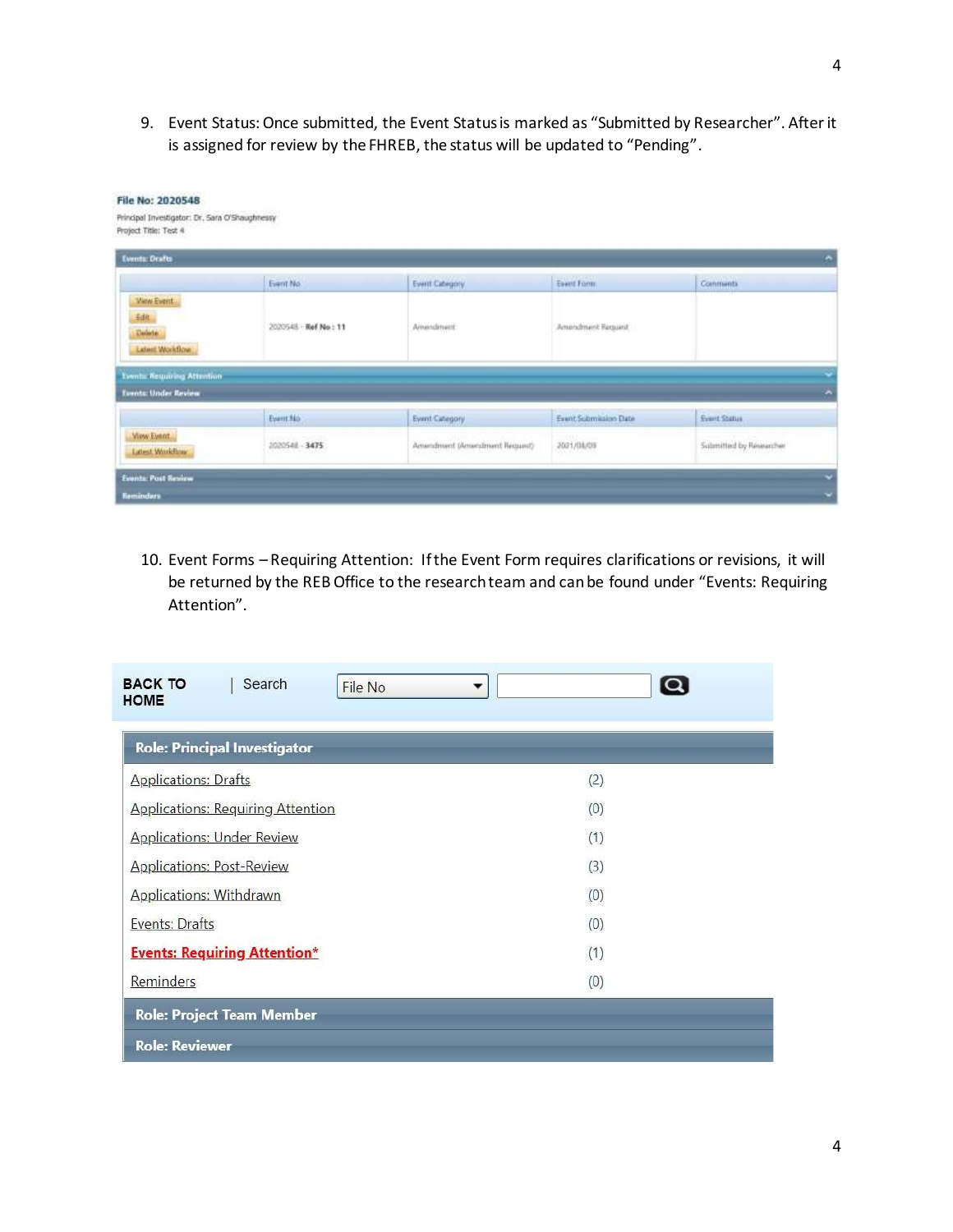9. Event Status: Once submitted, the Event Status is marked as "Submitted by Researcher". After it is assigned for review by the FHREB, the status will be updated to "Pending".

**File No: 2020548**

Principal Investigator: Dr. Sara O'Shaughnessy
Project Title: Test 4

**Events: Drafts**

| | Event No | Event Category | Event Form | Comments |
|---|---|---|---|---|
| View Event / Edit / Delete / Latest Workflow | 2020548 - **Ref No : 11** | Amendment | Amendment Request | |

**Events: Requiring Attention**

**Events: Under Review**

| | Event No | Event Category | Event Submission Date | Event Status |
|---|---|---|---|---|
| View Event / Latest Workflow | 2020548 - **3475** | Amendment (Amendment Request) | 2021/08/09 | Submitted by Researcher |

**Events: Post Review**

**Reminders**

10. Event Forms – Requiring Attention: If the Event Form requires clarifications or revisions, it will be returned by the REB Office to the research team and can be found under "Events: Requiring Attention".

**BACK TO HOME** | Search File No

**Role: Principal Investigator**

| | |
|---|---|
| Applications: Drafts | (2) |
| Applications: Requiring Attention | (0) |
| Applications: Under Review | (1) |
| Applications: Post-Review | (3) |
| Applications: Withdrawn | (0) |
| Events: Drafts | (0) |
| **Events: Requiring Attention*** | (1) |
| Reminders | (0) |

**Role: Project Team Member**

**Role: Reviewer**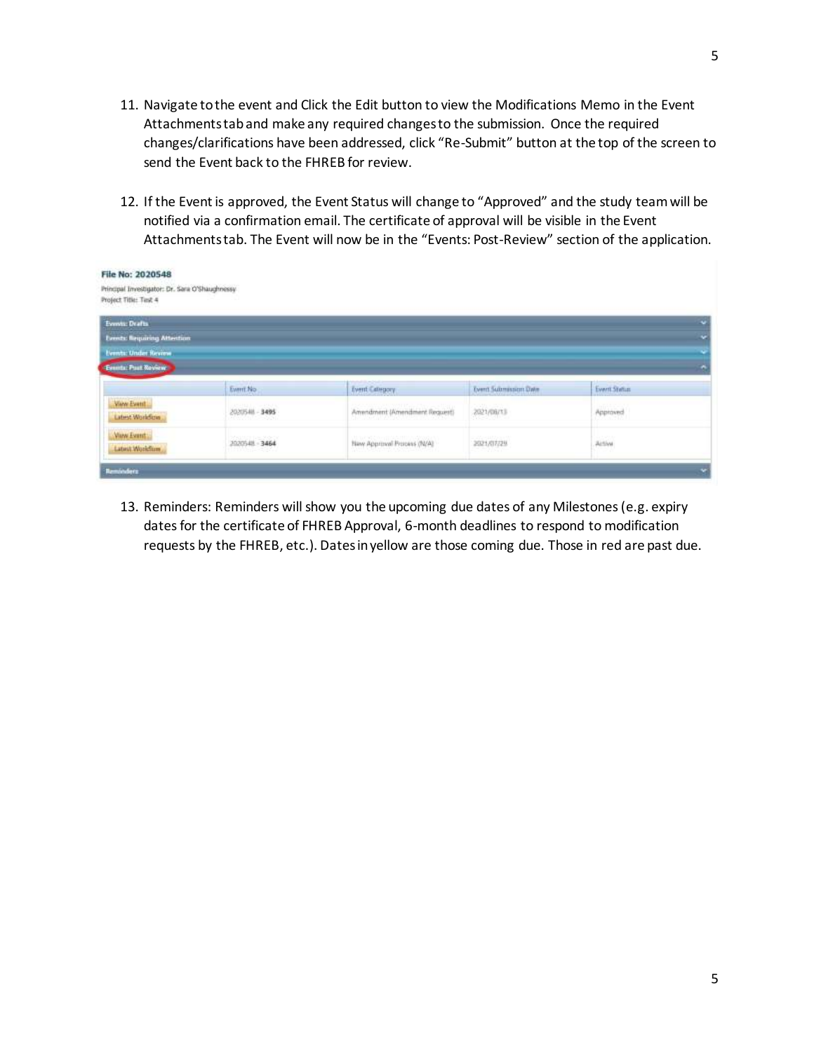11. Navigate to the event and Click the Edit button to view the Modifications Memo in the Event Attachments tab and make any required changes to the submission. Once the required changes/clarifications have been addressed, click "Re-Submit" button at the top of the screen to send the Event back to the FHREB for review.

12. If the Event is approved, the Event Status will change to "Approved" and the study team will be notified via a confirmation email. The certificate of approval will be visible in the Event Attachments tab. The Event will now be in the "Events: Post-Review" section of the application.

**File No: 2020548**

Principal Investigator: Dr. Sara O'Shaughnessy
Project Title: Test 4

Events: Drafts
Events: Requiring Attention
Events: Under Review
Events: Post Review

| | Event No | Event Category | Event Submission Date | Event Status |
|---|---|---|---|---|
| View Event / Latest Workflow | 2020548 - **3495** | Amendment (Amendment Request) | 2021/08/13 | Approved |
| View Event / Latest Workflow | 2020548 - **3464** | New Approval Process (N/A) | 2021/07/29 | Active |

Reminders

13. Reminders: Reminders will show you the upcoming due dates of any Milestones (e.g. expiry dates for the certificate of FHREB Approval, 6-month deadlines to respond to modification requests by the FHREB, etc.). Dates in yellow are those coming due. Those in red are past due.